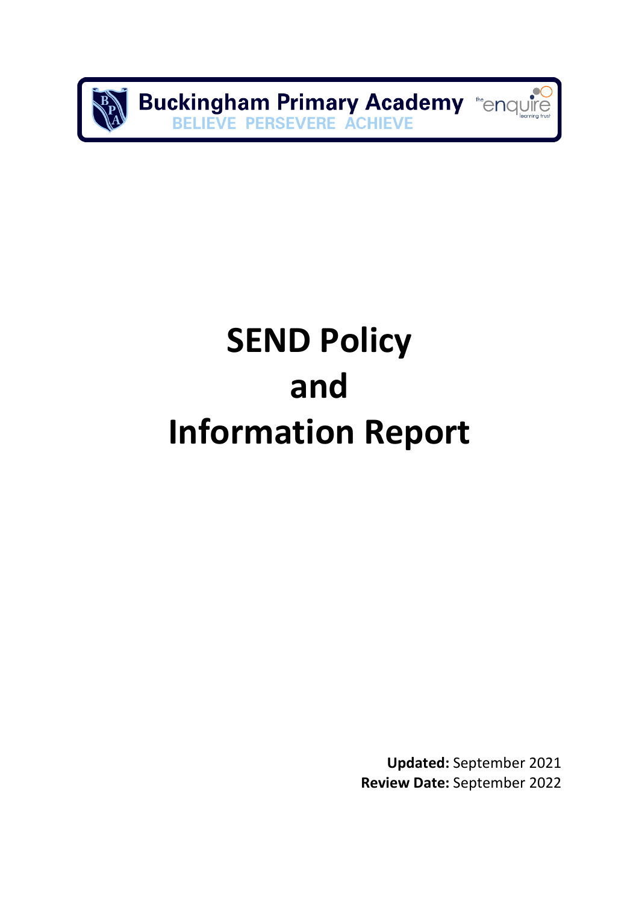Buckingham Primary Academy

BELIEVE PERSEVERE ACHIEVE

# SEND Policy
# and
# Information Report

**Updated:** September 2021

**Review Date:** September 2022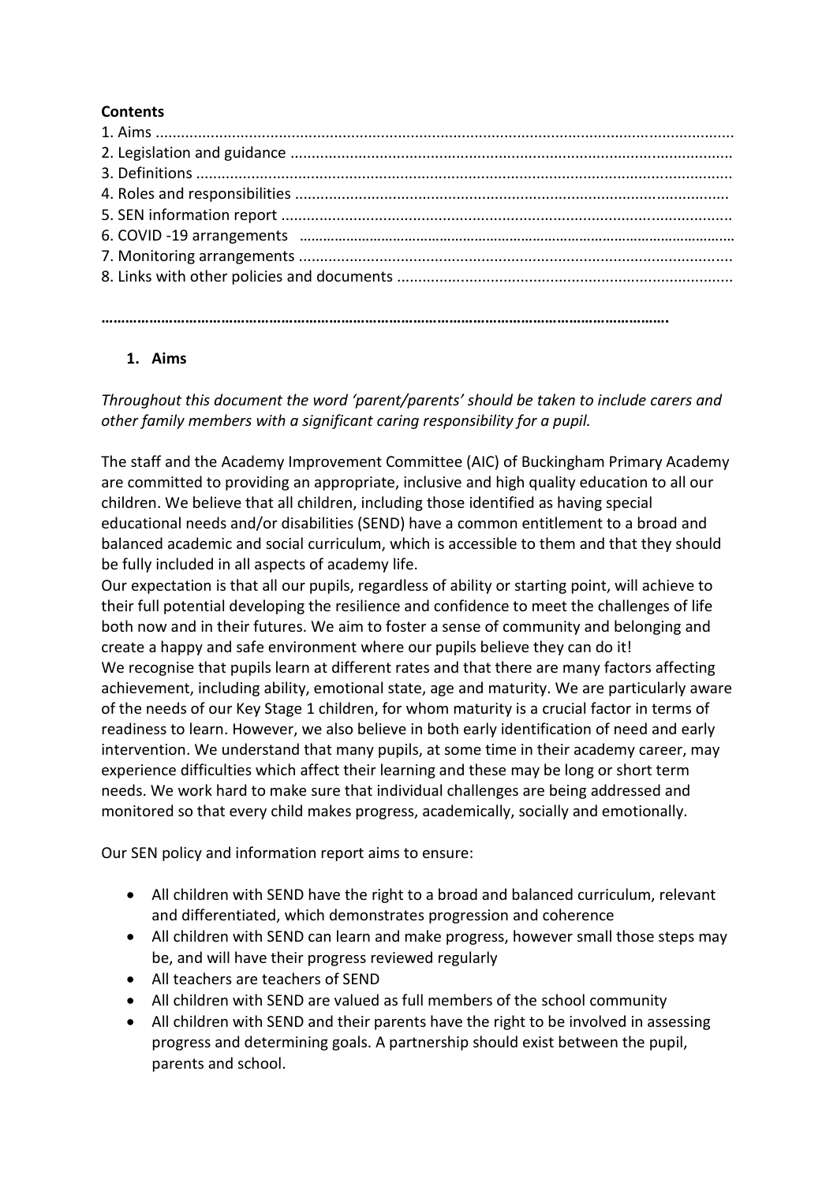**Contents**

1. Aims
2. Legislation and guidance
3. Definitions
4. Roles and responsibilities
5. SEN information report
6. COVID -19 arrangements
7. Monitoring arrangements
8. Links with other policies and documents

---

## 1. Aims

*Throughout this document the word 'parent/parents' should be taken to include carers and other family members with a significant caring responsibility for a pupil.*

The staff and the Academy Improvement Committee (AIC) of Buckingham Primary Academy are committed to providing an appropriate, inclusive and high quality education to all our children. We believe that all children, including those identified as having special educational needs and/or disabilities (SEND) have a common entitlement to a broad and balanced academic and social curriculum, which is accessible to them and that they should be fully included in all aspects of academy life.

Our expectation is that all our pupils, regardless of ability or starting point, will achieve to their full potential developing the resilience and confidence to meet the challenges of life both now and in their futures. We aim to foster a sense of community and belonging and create a happy and safe environment where our pupils believe they can do it!

We recognise that pupils learn at different rates and that there are many factors affecting achievement, including ability, emotional state, age and maturity. We are particularly aware of the needs of our Key Stage 1 children, for whom maturity is a crucial factor in terms of readiness to learn. However, we also believe in both early identification of need and early intervention. We understand that many pupils, at some time in their academy career, may experience difficulties which affect their learning and these may be long or short term needs. We work hard to make sure that individual challenges are being addressed and monitored so that every child makes progress, academically, socially and emotionally.

Our SEN policy and information report aims to ensure:

- All children with SEND have the right to a broad and balanced curriculum, relevant and differentiated, which demonstrates progression and coherence
- All children with SEND can learn and make progress, however small those steps may be, and will have their progress reviewed regularly
- All teachers are teachers of SEND
- All children with SEND are valued as full members of the school community
- All children with SEND and their parents have the right to be involved in assessing progress and determining goals. A partnership should exist between the pupil, parents and school.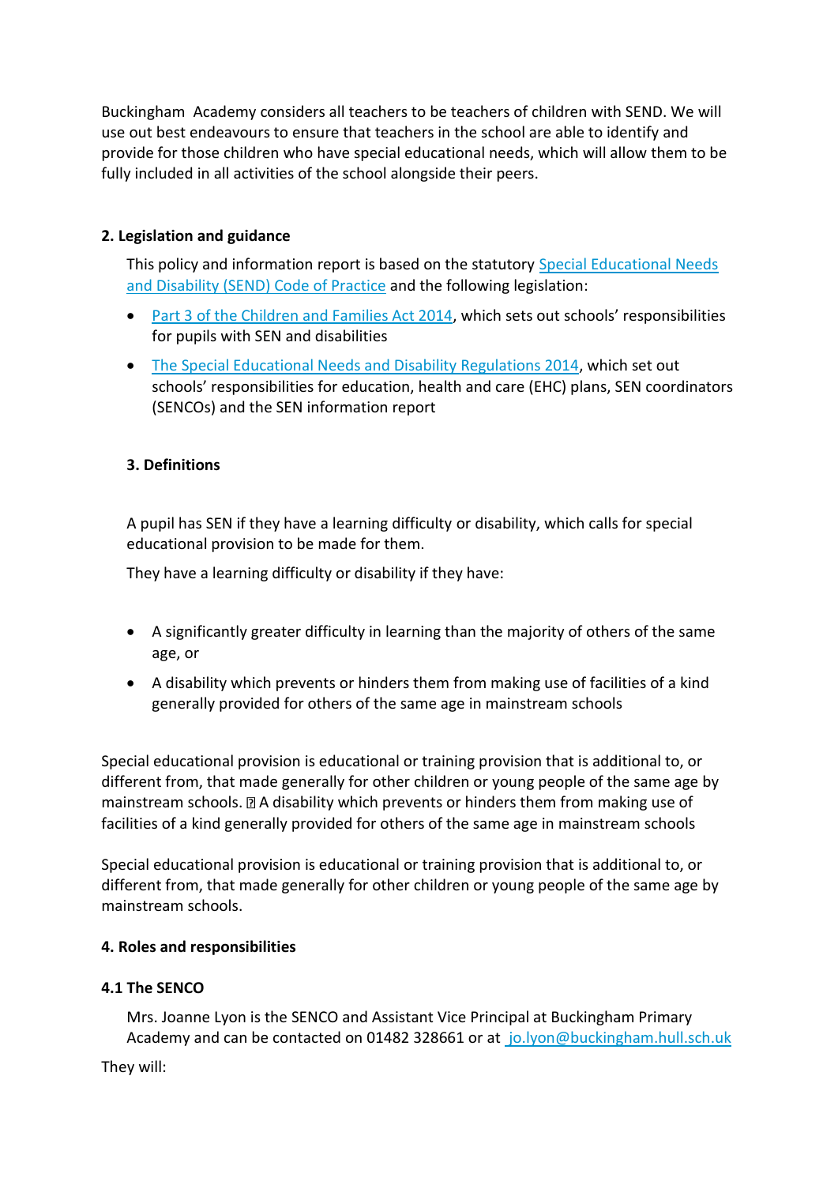Buckingham  Academy considers all teachers to be teachers of children with SEND. We will use out best endeavours to ensure that teachers in the school are able to identify and provide for those children who have special educational needs, which will allow them to be fully included in all activities of the school alongside their peers.

## 2. Legislation and guidance

This policy and information report is based on the statutory Special Educational Needs and Disability (SEND) Code of Practice and the following legislation:

- Part 3 of the Children and Families Act 2014, which sets out schools' responsibilities for pupils with SEN and disabilities
- The Special Educational Needs and Disability Regulations 2014, which set out schools' responsibilities for education, health and care (EHC) plans, SEN coordinators (SENCOs) and the SEN information report

## 3. Definitions

A pupil has SEN if they have a learning difficulty or disability, which calls for special educational provision to be made for them.

They have a learning difficulty or disability if they have:

- A significantly greater difficulty in learning than the majority of others of the same age, or
- A disability which prevents or hinders them from making use of facilities of a kind generally provided for others of the same age in mainstream schools

Special educational provision is educational or training provision that is additional to, or different from, that made generally for other children or young people of the same age by mainstream schools.  A disability which prevents or hinders them from making use of facilities of a kind generally provided for others of the same age in mainstream schools

Special educational provision is educational or training provision that is additional to, or different from, that made generally for other children or young people of the same age by mainstream schools.

## 4. Roles and responsibilities

### 4.1 The SENCO

Mrs. Joanne Lyon is the SENCO and Assistant Vice Principal at Buckingham Primary Academy and can be contacted on 01482 328661 or at jo.lyon@buckingham.hull.sch.uk

They will: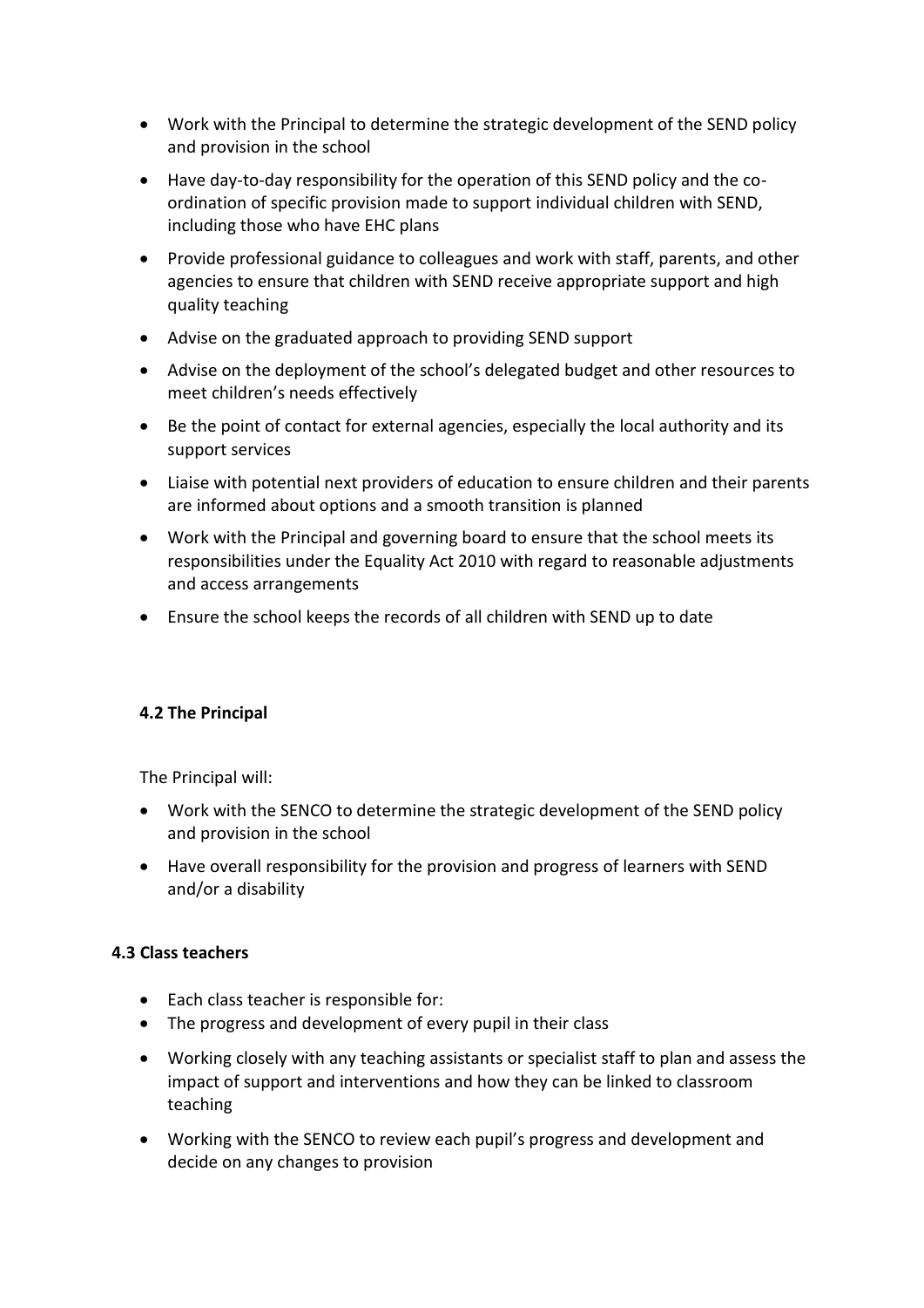- Work with the Principal to determine the strategic development of the SEND policy and provision in the school
- Have day-to-day responsibility for the operation of this SEND policy and the co-ordination of specific provision made to support individual children with SEND, including those who have EHC plans
- Provide professional guidance to colleagues and work with staff, parents, and other agencies to ensure that children with SEND receive appropriate support and high quality teaching
- Advise on the graduated approach to providing SEND support
- Advise on the deployment of the school's delegated budget and other resources to meet children's needs effectively
- Be the point of contact for external agencies, especially the local authority and its support services
- Liaise with potential next providers of education to ensure children and their parents are informed about options and a smooth transition is planned
- Work with the Principal and governing board to ensure that the school meets its responsibilities under the Equality Act 2010 with regard to reasonable adjustments and access arrangements
- Ensure the school keeps the records of all children with SEND up to date

**4.2 The Principal**

The Principal will:

- Work with the SENCO to determine the strategic development of the SEND policy and provision in the school
- Have overall responsibility for the provision and progress of learners with SEND and/or a disability

**4.3 Class teachers**

- Each class teacher is responsible for:
- The progress and development of every pupil in their class
- Working closely with any teaching assistants or specialist staff to plan and assess the impact of support and interventions and how they can be linked to classroom teaching
- Working with the SENCO to review each pupil's progress and development and decide on any changes to provision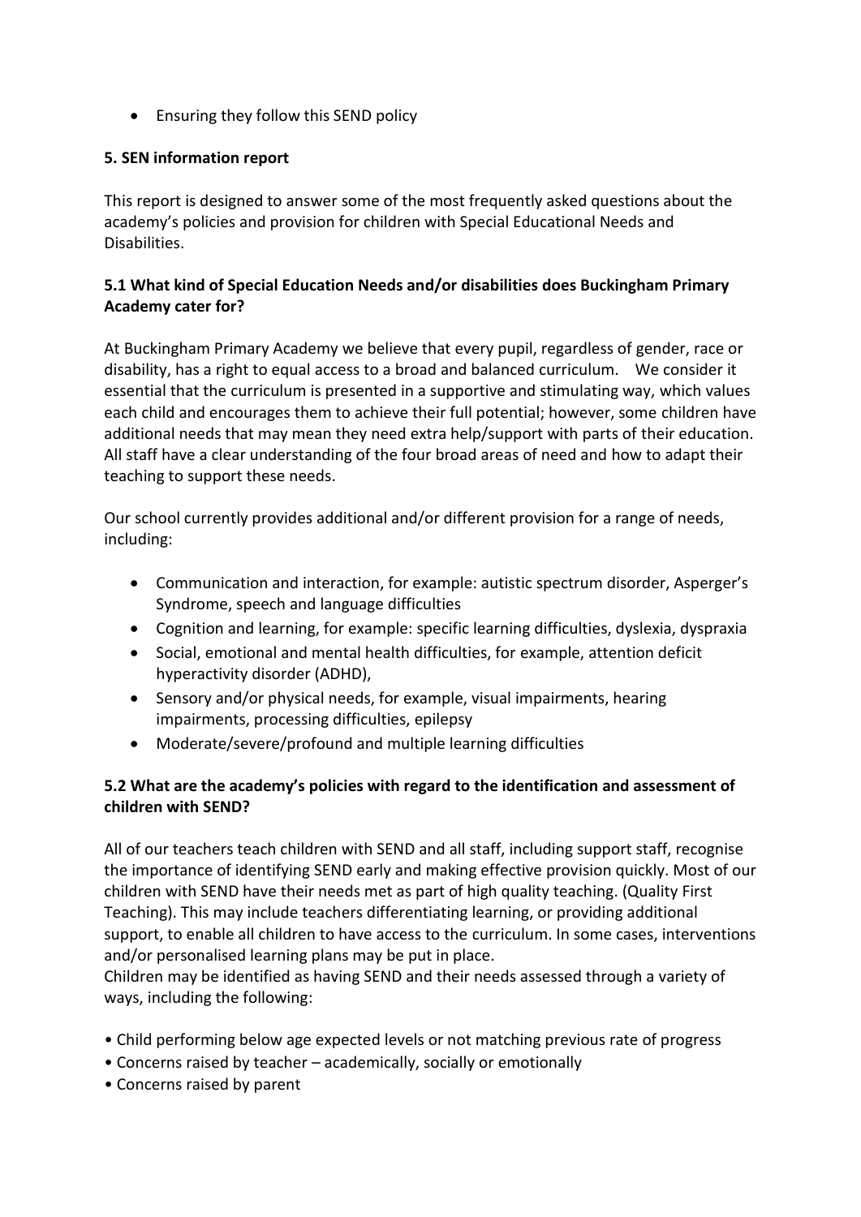- Ensuring they follow this SEND policy

### 5. SEN information report

This report is designed to answer some of the most frequently asked questions about the academy's policies and provision for children with Special Educational Needs and Disabilities.

#### 5.1 What kind of Special Education Needs and/or disabilities does Buckingham Primary Academy cater for?

At Buckingham Primary Academy we believe that every pupil, regardless of gender, race or disability, has a right to equal access to a broad and balanced curriculum. We consider it essential that the curriculum is presented in a supportive and stimulating way, which values each child and encourages them to achieve their full potential; however, some children have additional needs that may mean they need extra help/support with parts of their education. All staff have a clear understanding of the four broad areas of need and how to adapt their teaching to support these needs.

Our school currently provides additional and/or different provision for a range of needs, including:

- Communication and interaction, for example: autistic spectrum disorder, Asperger's Syndrome, speech and language difficulties
- Cognition and learning, for example: specific learning difficulties, dyslexia, dyspraxia
- Social, emotional and mental health difficulties, for example, attention deficit hyperactivity disorder (ADHD),
- Sensory and/or physical needs, for example, visual impairments, hearing impairments, processing difficulties, epilepsy
- Moderate/severe/profound and multiple learning difficulties

#### 5.2 What are the academy's policies with regard to the identification and assessment of children with SEND?

All of our teachers teach children with SEND and all staff, including support staff, recognise the importance of identifying SEND early and making effective provision quickly. Most of our children with SEND have their needs met as part of high quality teaching. (Quality First Teaching). This may include teachers differentiating learning, or providing additional support, to enable all children to have access to the curriculum. In some cases, interventions and/or personalised learning plans may be put in place.
Children may be identified as having SEND and their needs assessed through a variety of ways, including the following:

- Child performing below age expected levels or not matching previous rate of progress
- Concerns raised by teacher – academically, socially or emotionally
- Concerns raised by parent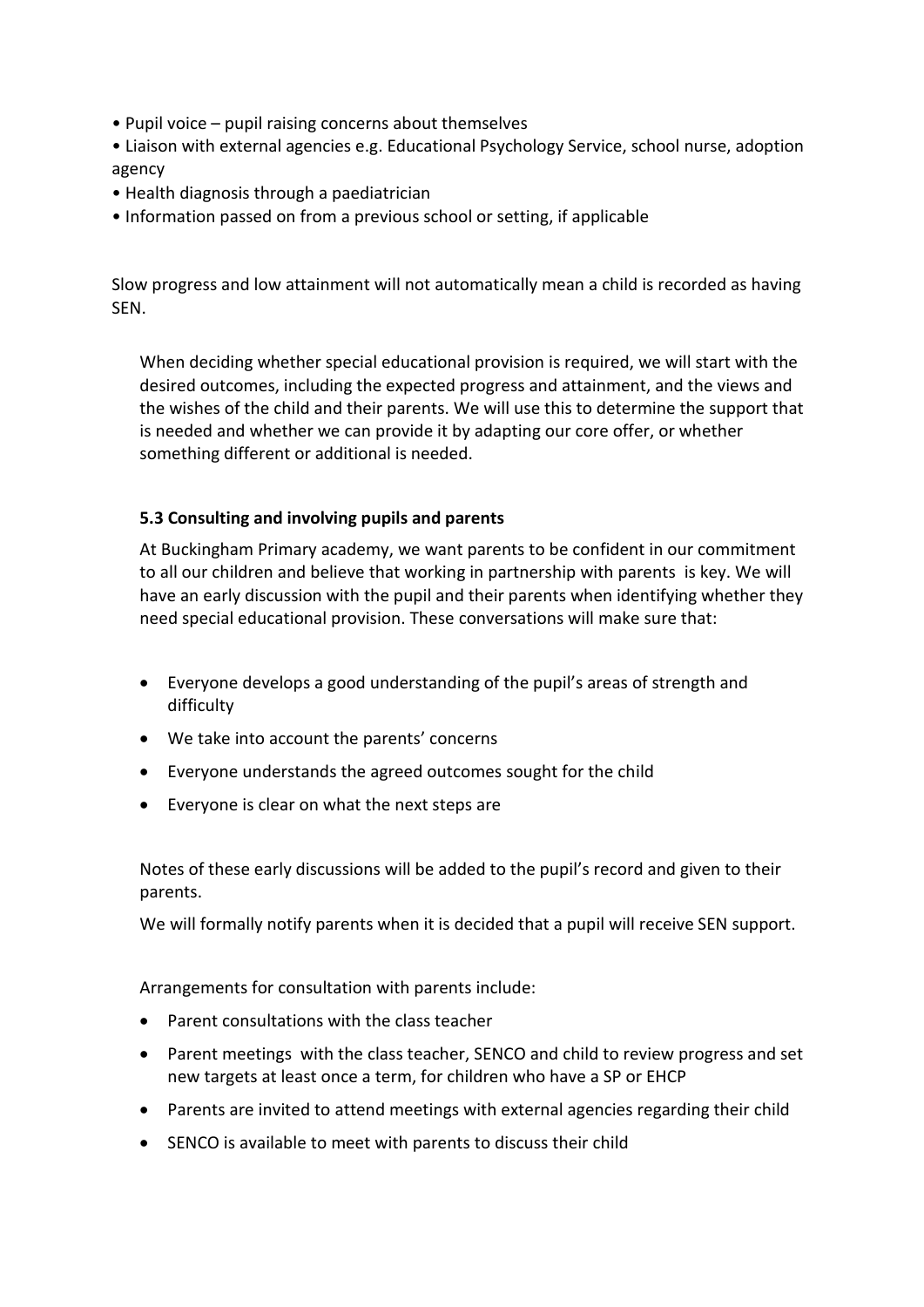- Pupil voice – pupil raising concerns about themselves
- Liaison with external agencies e.g. Educational Psychology Service, school nurse, adoption agency
- Health diagnosis through a paediatrician
- Information passed on from a previous school or setting, if applicable

Slow progress and low attainment will not automatically mean a child is recorded as having SEN.

When deciding whether special educational provision is required, we will start with the desired outcomes, including the expected progress and attainment, and the views and the wishes of the child and their parents. We will use this to determine the support that is needed and whether we can provide it by adapting our core offer, or whether something different or additional is needed.

**5.3 Consulting and involving pupils and parents**

At Buckingham Primary academy, we want parents to be confident in our commitment to all our children and believe that working in partnership with parents is key. We will have an early discussion with the pupil and their parents when identifying whether they need special educational provision. These conversations will make sure that:

- Everyone develops a good understanding of the pupil's areas of strength and difficulty
- We take into account the parents' concerns
- Everyone understands the agreed outcomes sought for the child
- Everyone is clear on what the next steps are

Notes of these early discussions will be added to the pupil's record and given to their parents.

We will formally notify parents when it is decided that a pupil will receive SEN support.

Arrangements for consultation with parents include:

- Parent consultations with the class teacher
- Parent meetings with the class teacher, SENCO and child to review progress and set new targets at least once a term, for children who have a SP or EHCP
- Parents are invited to attend meetings with external agencies regarding their child
- SENCO is available to meet with parents to discuss their child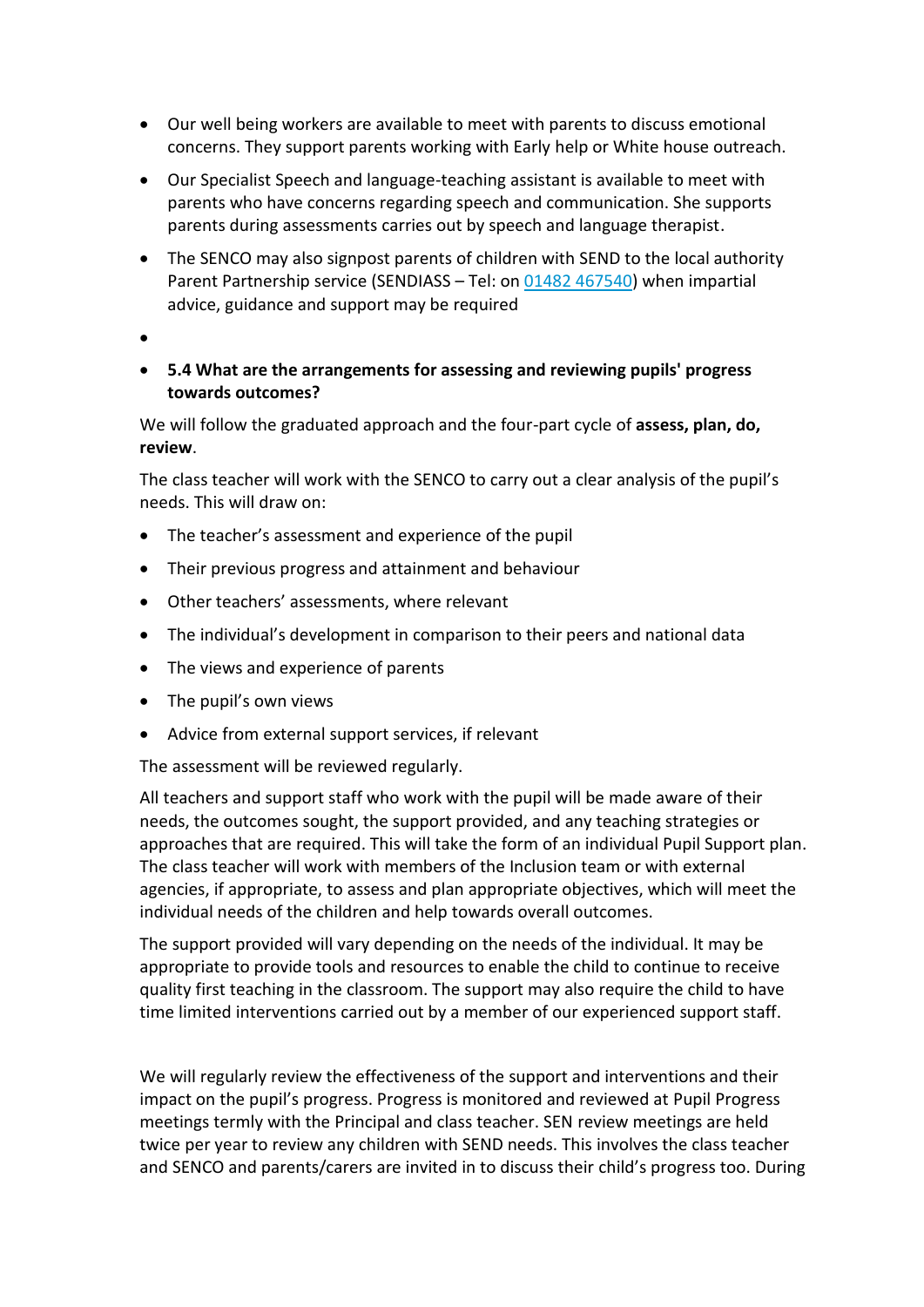- Our well being workers are available to meet with parents to discuss emotional concerns. They support parents working with Early help or White house outreach.
- Our Specialist Speech and language-teaching assistant is available to meet with parents who have concerns regarding speech and communication. She supports parents during assessments carries out by speech and language therapist.
- The SENCO may also signpost parents of children with SEND to the local authority Parent Partnership service (SENDIASS – Tel: on 01482 467540) when impartial advice, guidance and support may be required
- 
- **5.4 What are the arrangements for assessing and reviewing pupils' progress towards outcomes?**

We will follow the graduated approach and the four-part cycle of **assess, plan, do, review**.

The class teacher will work with the SENCO to carry out a clear analysis of the pupil's needs. This will draw on:

- The teacher's assessment and experience of the pupil
- Their previous progress and attainment and behaviour
- Other teachers' assessments, where relevant
- The individual's development in comparison to their peers and national data
- The views and experience of parents
- The pupil's own views
- Advice from external support services, if relevant

The assessment will be reviewed regularly.

All teachers and support staff who work with the pupil will be made aware of their needs, the outcomes sought, the support provided, and any teaching strategies or approaches that are required. This will take the form of an individual Pupil Support plan. The class teacher will work with members of the Inclusion team or with external agencies, if appropriate, to assess and plan appropriate objectives, which will meet the individual needs of the children and help towards overall outcomes.

The support provided will vary depending on the needs of the individual. It may be appropriate to provide tools and resources to enable the child to continue to receive quality first teaching in the classroom. The support may also require the child to have time limited interventions carried out by a member of our experienced support staff.

We will regularly review the effectiveness of the support and interventions and their impact on the pupil's progress. Progress is monitored and reviewed at Pupil Progress meetings termly with the Principal and class teacher. SEN review meetings are held twice per year to review any children with SEND needs. This involves the class teacher and SENCO and parents/carers are invited in to discuss their child's progress too. During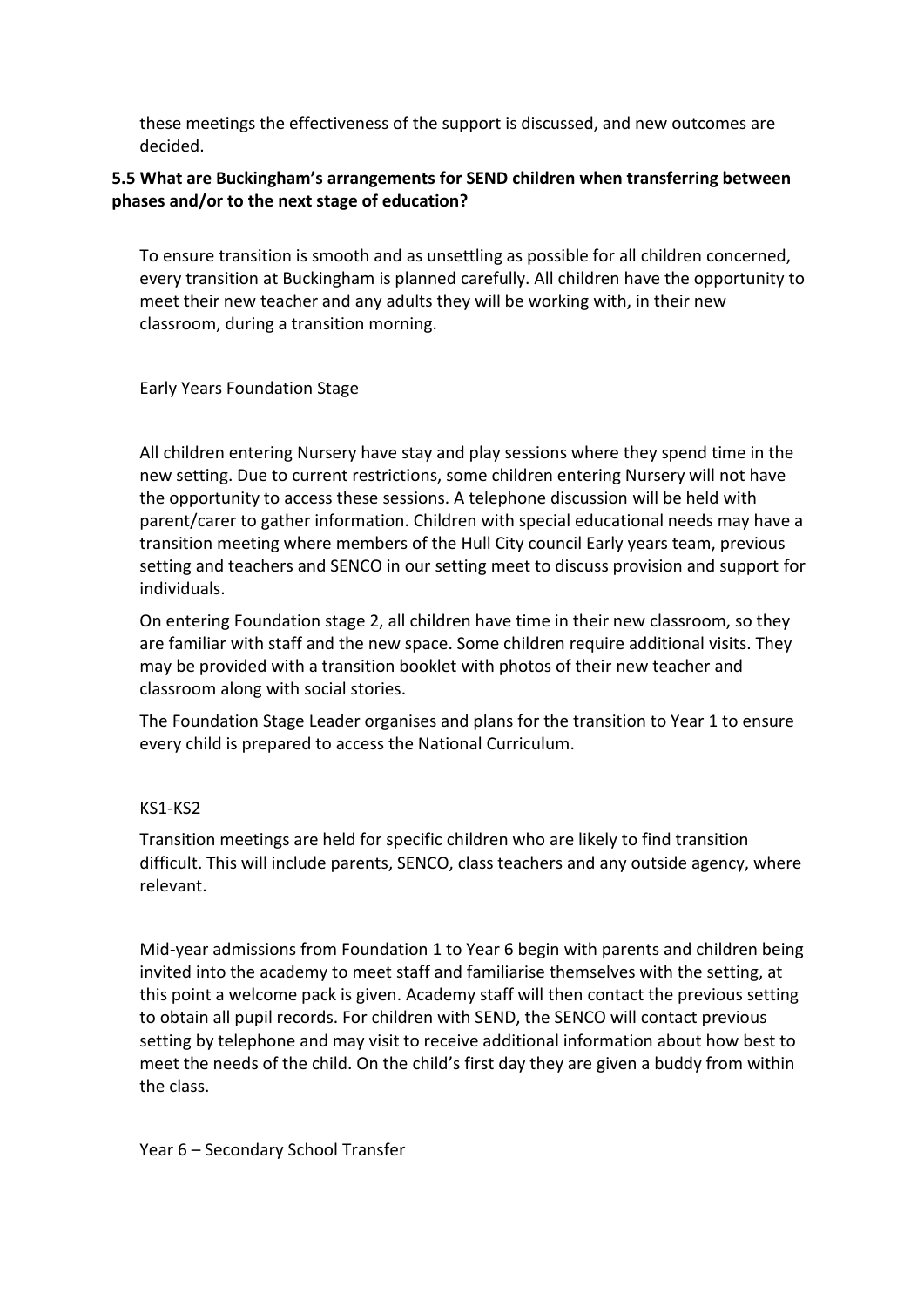these meetings the effectiveness of the support is discussed, and new outcomes are decided.

**5.5 What are Buckingham's arrangements for SEND children when transferring between phases and/or to the next stage of education?**

To ensure transition is smooth and as unsettling as possible for all children concerned, every transition at Buckingham is planned carefully. All children have the opportunity to meet their new teacher and any adults they will be working with, in their new classroom, during a transition morning.

Early Years Foundation Stage

All children entering Nursery have stay and play sessions where they spend time in the new setting. Due to current restrictions, some children entering Nursery will not have the opportunity to access these sessions. A telephone discussion will be held with parent/carer to gather information. Children with special educational needs may have a transition meeting where members of the Hull City council Early years team, previous setting and teachers and SENCO in our setting meet to discuss provision and support for individuals.

On entering Foundation stage 2, all children have time in their new classroom, so they are familiar with staff and the new space. Some children require additional visits. They may be provided with a transition booklet with photos of their new teacher and classroom along with social stories.

The Foundation Stage Leader organises and plans for the transition to Year 1 to ensure every child is prepared to access the National Curriculum.

KS1-KS2

Transition meetings are held for specific children who are likely to find transition difficult. This will include parents, SENCO, class teachers and any outside agency, where relevant.

Mid-year admissions from Foundation 1 to Year 6 begin with parents and children being invited into the academy to meet staff and familiarise themselves with the setting, at this point a welcome pack is given. Academy staff will then contact the previous setting to obtain all pupil records. For children with SEND, the SENCO will contact previous setting by telephone and may visit to receive additional information about how best to meet the needs of the child. On the child's first day they are given a buddy from within the class.

Year 6 – Secondary School Transfer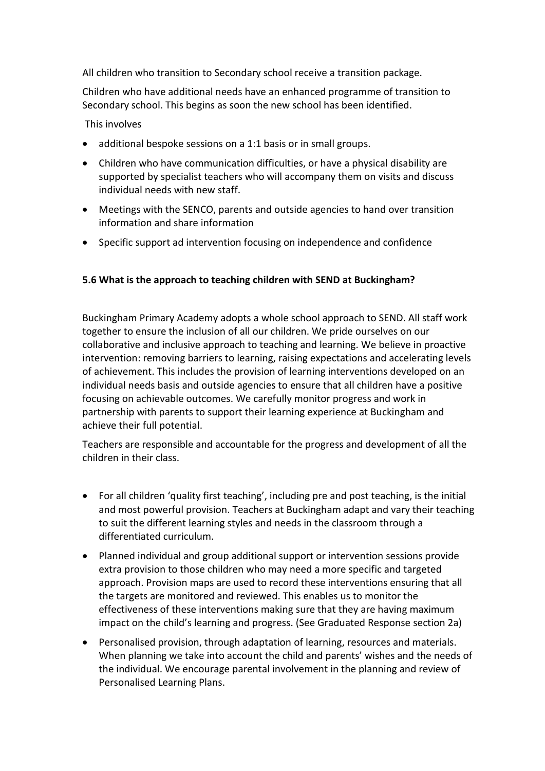All children who transition to Secondary school receive a transition package.

Children who have additional needs have an enhanced programme of transition to Secondary school. This begins as soon the new school has been identified.

This involves

- additional bespoke sessions on a 1:1 basis or in small groups.
- Children who have communication difficulties, or have a physical disability are supported by specialist teachers who will accompany them on visits and discuss individual needs with new staff.
- Meetings with the SENCO, parents and outside agencies to hand over transition information and share information
- Specific support ad intervention focusing on independence and confidence

**5.6 What is the approach to teaching children with SEND at Buckingham?**

Buckingham Primary Academy adopts a whole school approach to SEND. All staff work together to ensure the inclusion of all our children. We pride ourselves on our collaborative and inclusive approach to teaching and learning. We believe in proactive intervention: removing barriers to learning, raising expectations and accelerating levels of achievement. This includes the provision of learning interventions developed on an individual needs basis and outside agencies to ensure that all children have a positive focusing on achievable outcomes. We carefully monitor progress and work in partnership with parents to support their learning experience at Buckingham and achieve their full potential.

Teachers are responsible and accountable for the progress and development of all the children in their class.

- For all children 'quality first teaching', including pre and post teaching, is the initial and most powerful provision. Teachers at Buckingham adapt and vary their teaching to suit the different learning styles and needs in the classroom through a differentiated curriculum.
- Planned individual and group additional support or intervention sessions provide extra provision to those children who may need a more specific and targeted approach. Provision maps are used to record these interventions ensuring that all the targets are monitored and reviewed. This enables us to monitor the effectiveness of these interventions making sure that they are having maximum impact on the child's learning and progress. (See Graduated Response section 2a)
- Personalised provision, through adaptation of learning, resources and materials. When planning we take into account the child and parents' wishes and the needs of the individual. We encourage parental involvement in the planning and review of Personalised Learning Plans.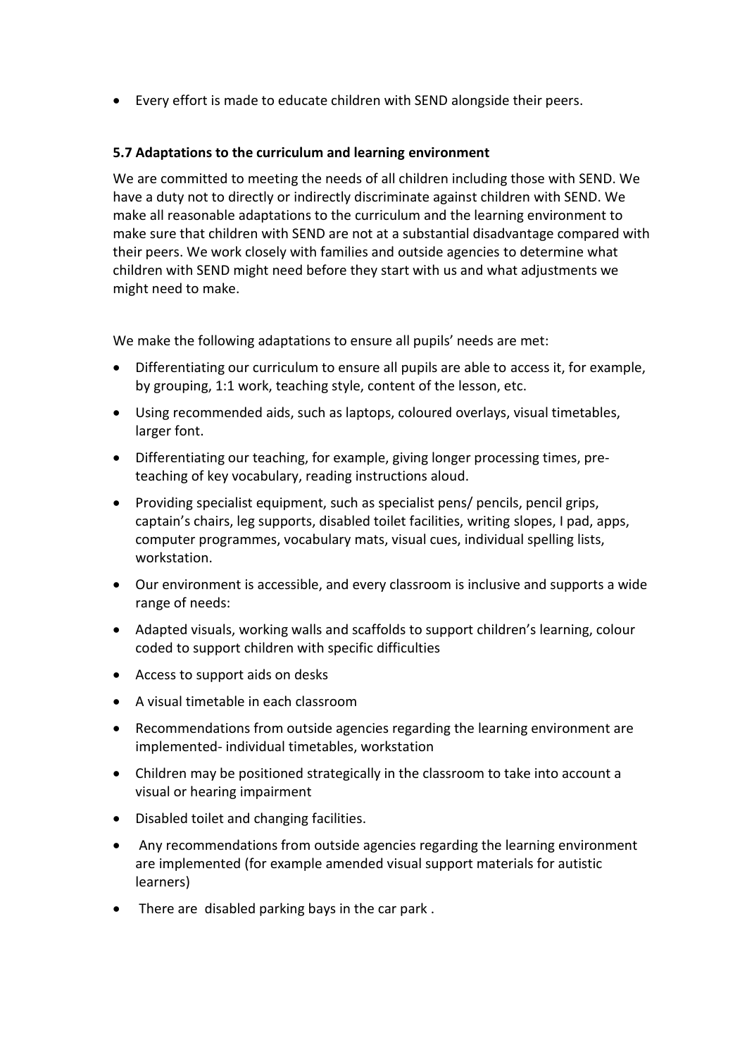- Every effort is made to educate children with SEND alongside their peers.

**5.7 Adaptations to the curriculum and learning environment**

We are committed to meeting the needs of all children including those with SEND. We have a duty not to directly or indirectly discriminate against children with SEND. We make all reasonable adaptations to the curriculum and the learning environment to make sure that children with SEND are not at a substantial disadvantage compared with their peers. We work closely with families and outside agencies to determine what children with SEND might need before they start with us and what adjustments we might need to make.

We make the following adaptations to ensure all pupils' needs are met:

- Differentiating our curriculum to ensure all pupils are able to access it, for example, by grouping, 1:1 work, teaching style, content of the lesson, etc.
- Using recommended aids, such as laptops, coloured overlays, visual timetables, larger font.
- Differentiating our teaching, for example, giving longer processing times, pre-teaching of key vocabulary, reading instructions aloud.
- Providing specialist equipment, such as specialist pens/ pencils, pencil grips, captain's chairs, leg supports, disabled toilet facilities, writing slopes, I pad, apps, computer programmes, vocabulary mats, visual cues, individual spelling lists, workstation.
- Our environment is accessible, and every classroom is inclusive and supports a wide range of needs:
- Adapted visuals, working walls and scaffolds to support children's learning, colour coded to support children with specific difficulties
- Access to support aids on desks
- A visual timetable in each classroom
- Recommendations from outside agencies regarding the learning environment are implemented- individual timetables, workstation
- Children may be positioned strategically in the classroom to take into account a visual or hearing impairment
- Disabled toilet and changing facilities.
- Any recommendations from outside agencies regarding the learning environment are implemented (for example amended visual support materials for autistic learners)
- There are disabled parking bays in the car park .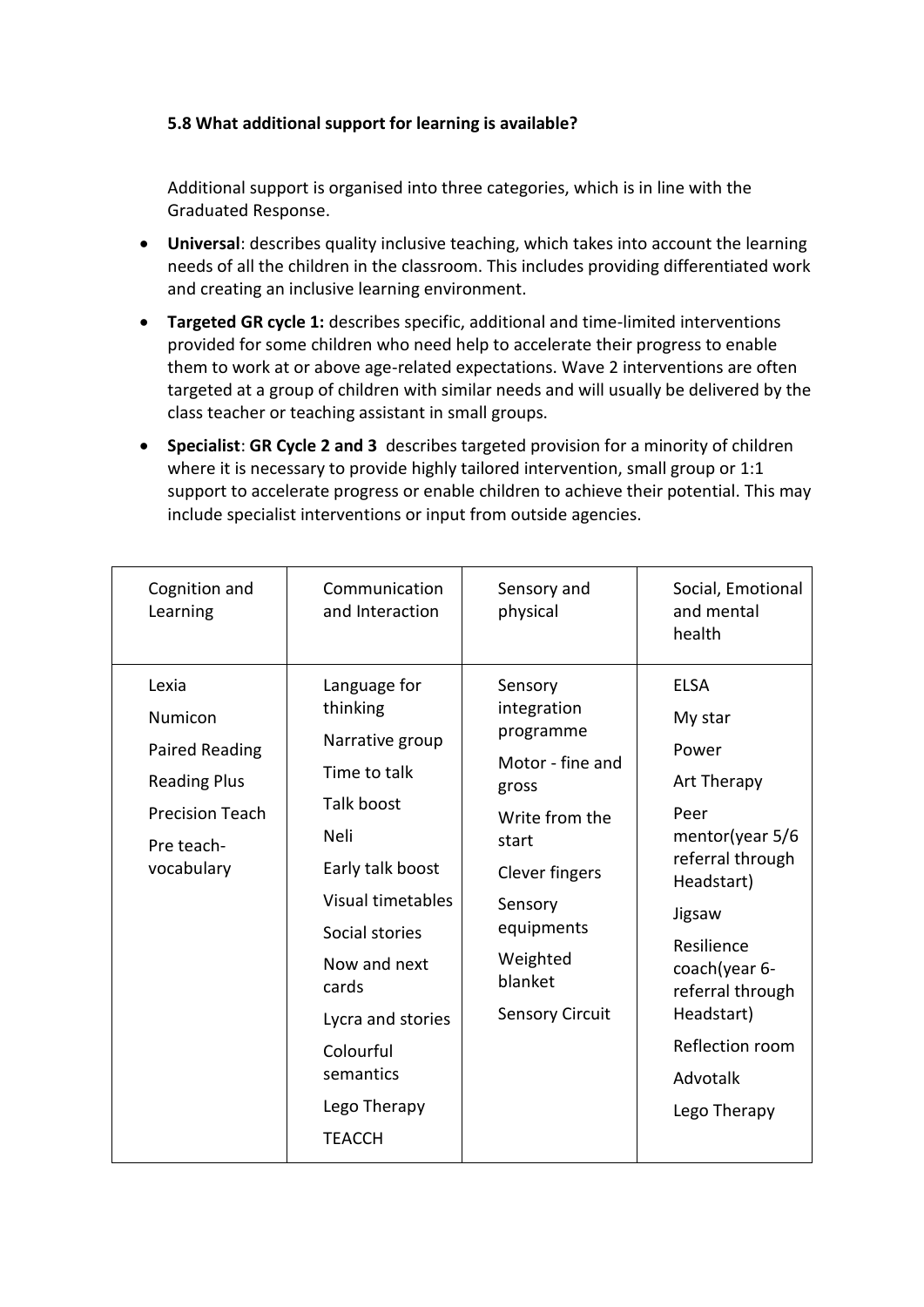**5.8 What additional support for learning is available?**

Additional support is organised into three categories, which is in line with the Graduated Response.

- **Universal**: describes quality inclusive teaching, which takes into account the learning needs of all the children in the classroom. This includes providing differentiated work and creating an inclusive learning environment.
- **Targeted GR cycle 1:** describes specific, additional and time-limited interventions provided for some children who need help to accelerate their progress to enable them to work at or above age-related expectations. Wave 2 interventions are often targeted at a group of children with similar needs and will usually be delivered by the class teacher or teaching assistant in small groups.
- **Specialist**: **GR Cycle 2 and 3** describes targeted provision for a minority of children where it is necessary to provide highly tailored intervention, small group or 1:1 support to accelerate progress or enable children to achieve their potential. This may include specialist interventions or input from outside agencies.

| Cognition and Learning | Communication and Interaction | Sensory and physical | Social, Emotional and mental health |
|---|---|---|---|
| Lexia<br>Numicon<br>Paired Reading<br>Reading Plus<br>Precision Teach<br>Pre teach-vocabulary | Language for thinking<br>Narrative group<br>Time to talk<br>Talk boost<br>Neli<br>Early talk boost<br>Visual timetables<br>Social stories<br>Now and next cards<br>Lycra and stories<br>Colourful semantics<br>Lego Therapy<br>TEACCH | Sensory integration programme<br>Motor - fine and gross<br>Write from the start<br>Clever fingers<br>Sensory equipments<br>Weighted blanket<br>Sensory Circuit | ELSA<br>My star<br>Power<br>Art Therapy<br>Peer mentor(year 5/6 referral through Headstart)<br>Jigsaw<br>Resilience coach(year 6- referral through Headstart)<br>Reflection room<br>Advotalk<br>Lego Therapy |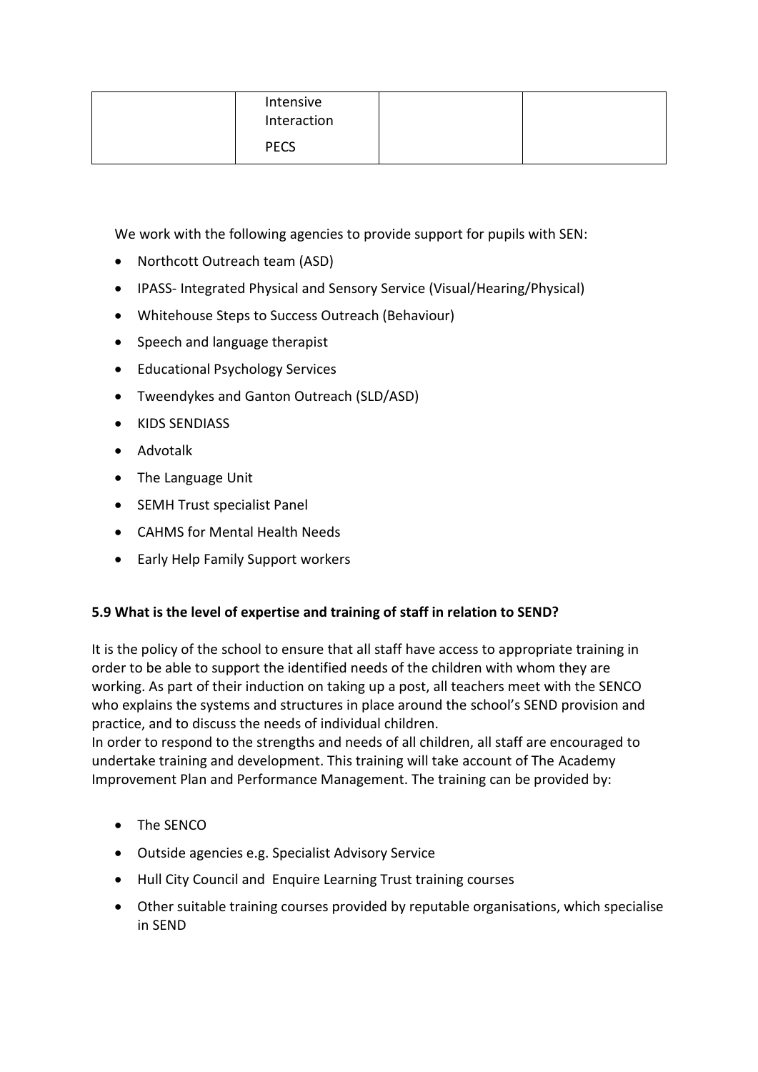|  | Intensive Interaction<br><br>PECS |  |  |
|---|---|---|---|

We work with the following agencies to provide support for pupils with SEN:

- Northcott Outreach team (ASD)
- IPASS- Integrated Physical and Sensory Service (Visual/Hearing/Physical)
- Whitehouse Steps to Success Outreach (Behaviour)
- Speech and language therapist
- Educational Psychology Services
- Tweendykes and Ganton Outreach (SLD/ASD)
- KIDS SENDIASS
- Advotalk
- The Language Unit
- SEMH Trust specialist Panel
- CAHMS for Mental Health Needs
- Early Help Family Support workers

**5.9 What is the level of expertise and training of staff in relation to SEND?**

It is the policy of the school to ensure that all staff have access to appropriate training in order to be able to support the identified needs of the children with whom they are working. As part of their induction on taking up a post, all teachers meet with the SENCO who explains the systems and structures in place around the school's SEND provision and practice, and to discuss the needs of individual children.
In order to respond to the strengths and needs of all children, all staff are encouraged to undertake training and development. This training will take account of The Academy Improvement Plan and Performance Management. The training can be provided by:

- The SENCO
- Outside agencies e.g. Specialist Advisory Service
- Hull City Council and Enquire Learning Trust training courses
- Other suitable training courses provided by reputable organisations, which specialise in SEND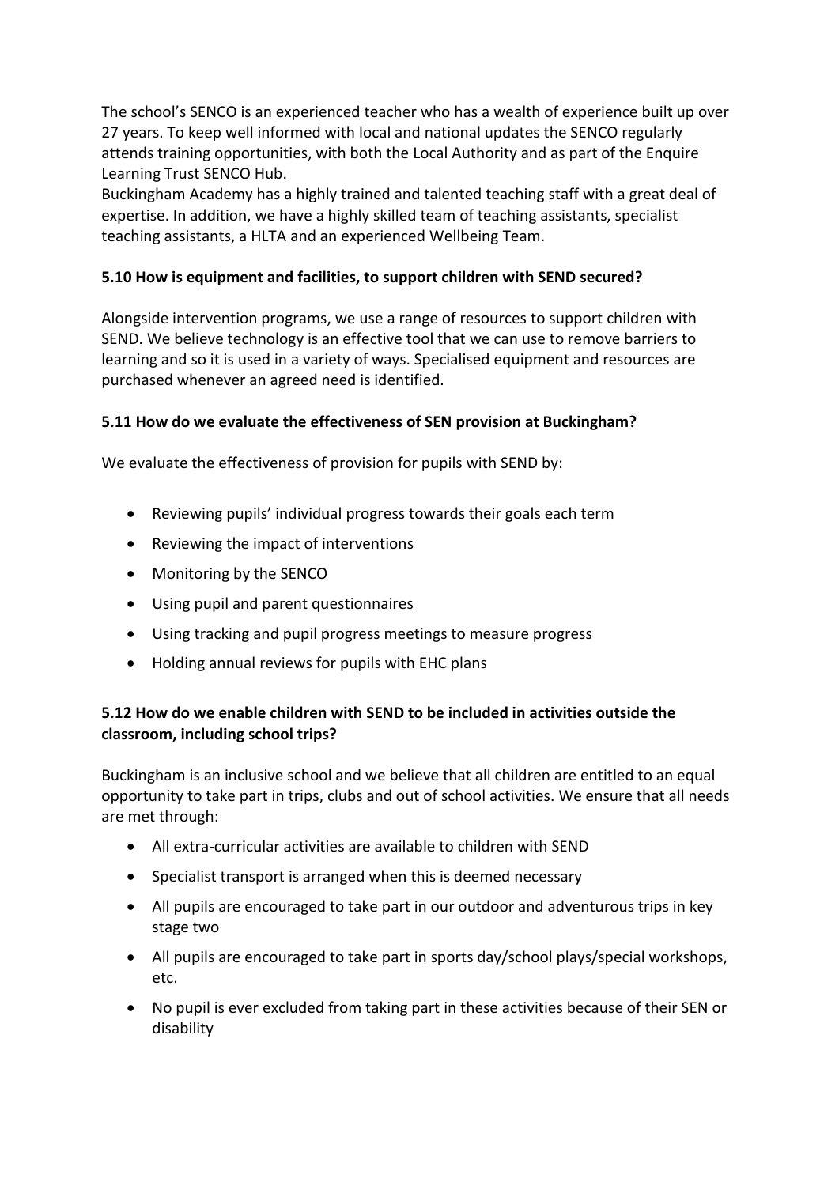The school's SENCO is an experienced teacher who has a wealth of experience built up over 27 years. To keep well informed with local and national updates the SENCO regularly attends training opportunities, with both the Local Authority and as part of the Enquire Learning Trust SENCO Hub.
Buckingham Academy has a highly trained and talented teaching staff with a great deal of expertise. In addition, we have a highly skilled team of teaching assistants, specialist teaching assistants, a HLTA and an experienced Wellbeing Team.

### 5.10 How is equipment and facilities, to support children with SEND secured?

Alongside intervention programs, we use a range of resources to support children with SEND. We believe technology is an effective tool that we can use to remove barriers to learning and so it is used in a variety of ways. Specialised equipment and resources are purchased whenever an agreed need is identified.

### 5.11 How do we evaluate the effectiveness of SEN provision at Buckingham?

We evaluate the effectiveness of provision for pupils with SEND by:

- Reviewing pupils' individual progress towards their goals each term
- Reviewing the impact of interventions
- Monitoring by the SENCO
- Using pupil and parent questionnaires
- Using tracking and pupil progress meetings to measure progress
- Holding annual reviews for pupils with EHC plans

### 5.12 How do we enable children with SEND to be included in activities outside the classroom, including school trips?

Buckingham is an inclusive school and we believe that all children are entitled to an equal opportunity to take part in trips, clubs and out of school activities. We ensure that all needs are met through:

- All extra-curricular activities are available to children with SEND
- Specialist transport is arranged when this is deemed necessary
- All pupils are encouraged to take part in our outdoor and adventurous trips in key stage two
- All pupils are encouraged to take part in sports day/school plays/special workshops, etc.
- No pupil is ever excluded from taking part in these activities because of their SEN or disability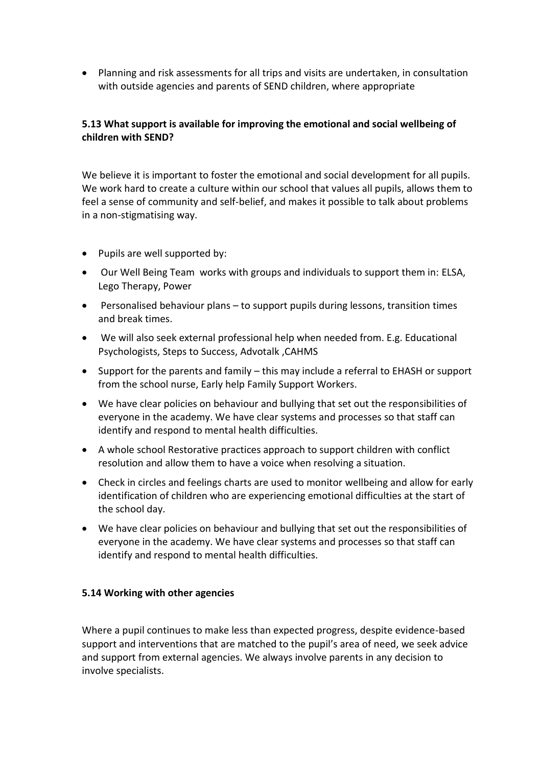- Planning and risk assessments for all trips and visits are undertaken, in consultation with outside agencies and parents of SEND children, where appropriate

**5.13 What support is available for improving the emotional and social wellbeing of children with SEND?**

We believe it is important to foster the emotional and social development for all pupils. We work hard to create a culture within our school that values all pupils, allows them to feel a sense of community and self-belief, and makes it possible to talk about problems in a non-stigmatising way.

- Pupils are well supported by:
- Our Well Being Team works with groups and individuals to support them in: ELSA, Lego Therapy, Power
- Personalised behaviour plans – to support pupils during lessons, transition times and break times.
- We will also seek external professional help when needed from. E.g. Educational Psychologists, Steps to Success, Advotalk ,CAHMS
- Support for the parents and family – this may include a referral to EHASH or support from the school nurse, Early help Family Support Workers.
- We have clear policies on behaviour and bullying that set out the responsibilities of everyone in the academy. We have clear systems and processes so that staff can identify and respond to mental health difficulties.
- A whole school Restorative practices approach to support children with conflict resolution and allow them to have a voice when resolving a situation.
- Check in circles and feelings charts are used to monitor wellbeing and allow for early identification of children who are experiencing emotional difficulties at the start of the school day.
- We have clear policies on behaviour and bullying that set out the responsibilities of everyone in the academy. We have clear systems and processes so that staff can identify and respond to mental health difficulties.

**5.14 Working with other agencies**

Where a pupil continues to make less than expected progress, despite evidence-based support and interventions that are matched to the pupil's area of need, we seek advice and support from external agencies. We always involve parents in any decision to involve specialists.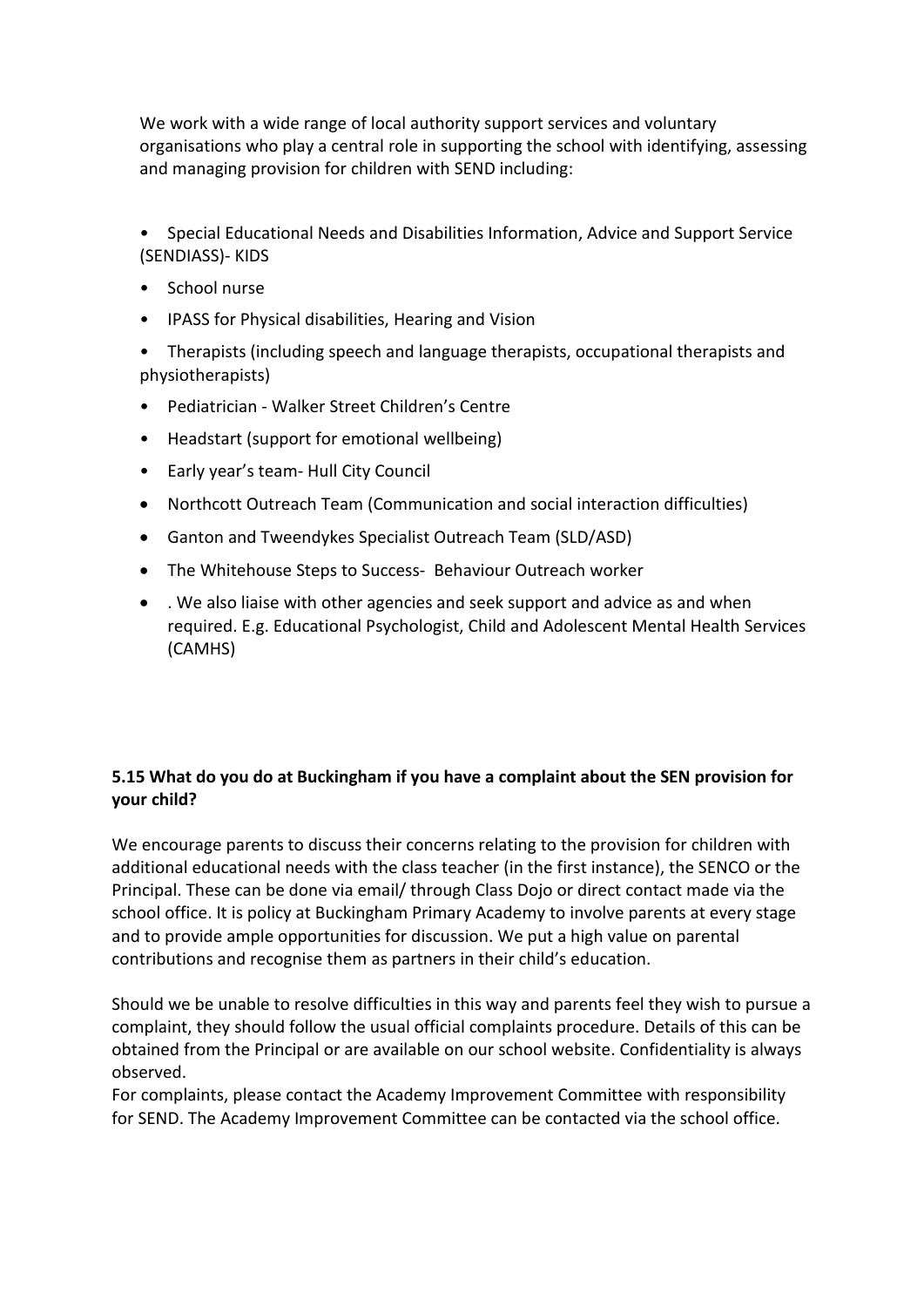We work with a wide range of local authority support services and voluntary organisations who play a central role in supporting the school with identifying, assessing and managing provision for children with SEND including:

- Special Educational Needs and Disabilities Information, Advice and Support Service (SENDIASS)- KIDS
- School nurse
- IPASS for Physical disabilities, Hearing and Vision
- Therapists (including speech and language therapists, occupational therapists and physiotherapists)
- Pediatrician - Walker Street Children's Centre
- Headstart (support for emotional wellbeing)
- Early year's team- Hull City Council
- Northcott Outreach Team (Communication and social interaction difficulties)
- Ganton and Tweendykes Specialist Outreach Team (SLD/ASD)
- The Whitehouse Steps to Success- Behaviour Outreach worker
- . We also liaise with other agencies and seek support and advice as and when required. E.g. Educational Psychologist, Child and Adolescent Mental Health Services (CAMHS)

**5.15 What do you do at Buckingham if you have a complaint about the SEN provision for your child?**

We encourage parents to discuss their concerns relating to the provision for children with additional educational needs with the class teacher (in the first instance), the SENCO or the Principal. These can be done via email/ through Class Dojo or direct contact made via the school office. It is policy at Buckingham Primary Academy to involve parents at every stage and to provide ample opportunities for discussion. We put a high value on parental contributions and recognise them as partners in their child's education.

Should we be unable to resolve difficulties in this way and parents feel they wish to pursue a complaint, they should follow the usual official complaints procedure. Details of this can be obtained from the Principal or are available on our school website. Confidentiality is always observed.
For complaints, please contact the Academy Improvement Committee with responsibility for SEND. The Academy Improvement Committee can be contacted via the school office.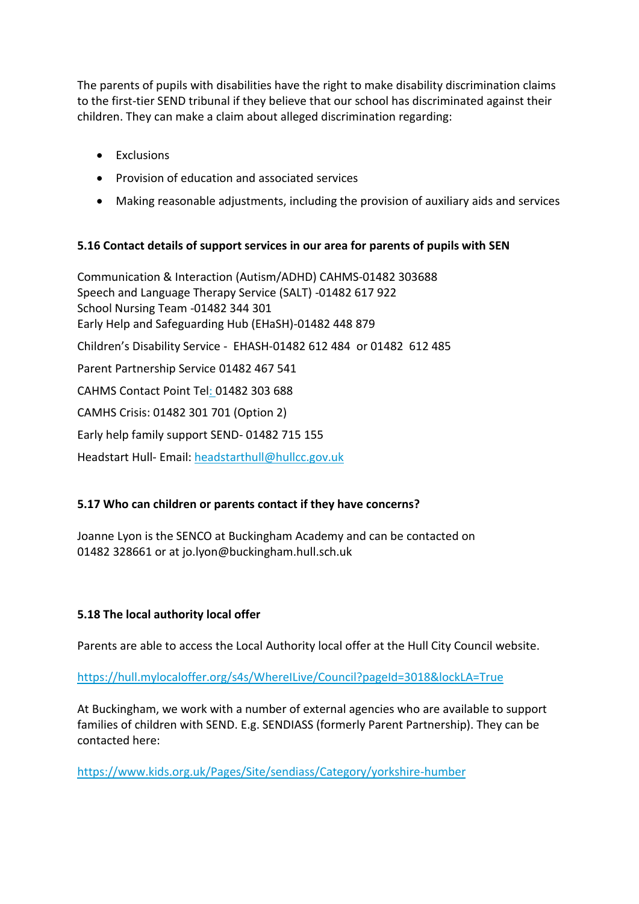The parents of pupils with disabilities have the right to make disability discrimination claims to the first-tier SEND tribunal if they believe that our school has discriminated against their children. They can make a claim about alleged discrimination regarding:

- Exclusions
- Provision of education and associated services
- Making reasonable adjustments, including the provision of auxiliary aids and services

**5.16 Contact details of support services in our area for parents of pupils with SEN**

Communication & Interaction (Autism/ADHD) CAHMS-01482 303688
Speech and Language Therapy Service (SALT) -01482 617 922
School Nursing Team -01482 344 301
Early Help and Safeguarding Hub (EHaSH)-01482 448 879

Children's Disability Service - EHASH-01482 612 484 or 01482 612 485

Parent Partnership Service 01482 467 541

CAHMS Contact Point Tel: 01482 303 688

CAMHS Crisis: 01482 301 701 (Option 2)

Early help family support SEND- 01482 715 155

Headstart Hull- Email: headstarthull@hullcc.gov.uk

**5.17 Who can children or parents contact if they have concerns?**

Joanne Lyon is the SENCO at Buckingham Academy and can be contacted on 01482 328661 or at jo.lyon@buckingham.hull.sch.uk

**5.18 The local authority local offer**

Parents are able to access the Local Authority local offer at the Hull City Council website.

https://hull.mylocaloffer.org/s4s/WhereILive/Council?pageId=3018&lockLA=True

At Buckingham, we work with a number of external agencies who are available to support families of children with SEND. E.g. SENDIASS (formerly Parent Partnership). They can be contacted here:

https://www.kids.org.uk/Pages/Site/sendiass/Category/yorkshire-humber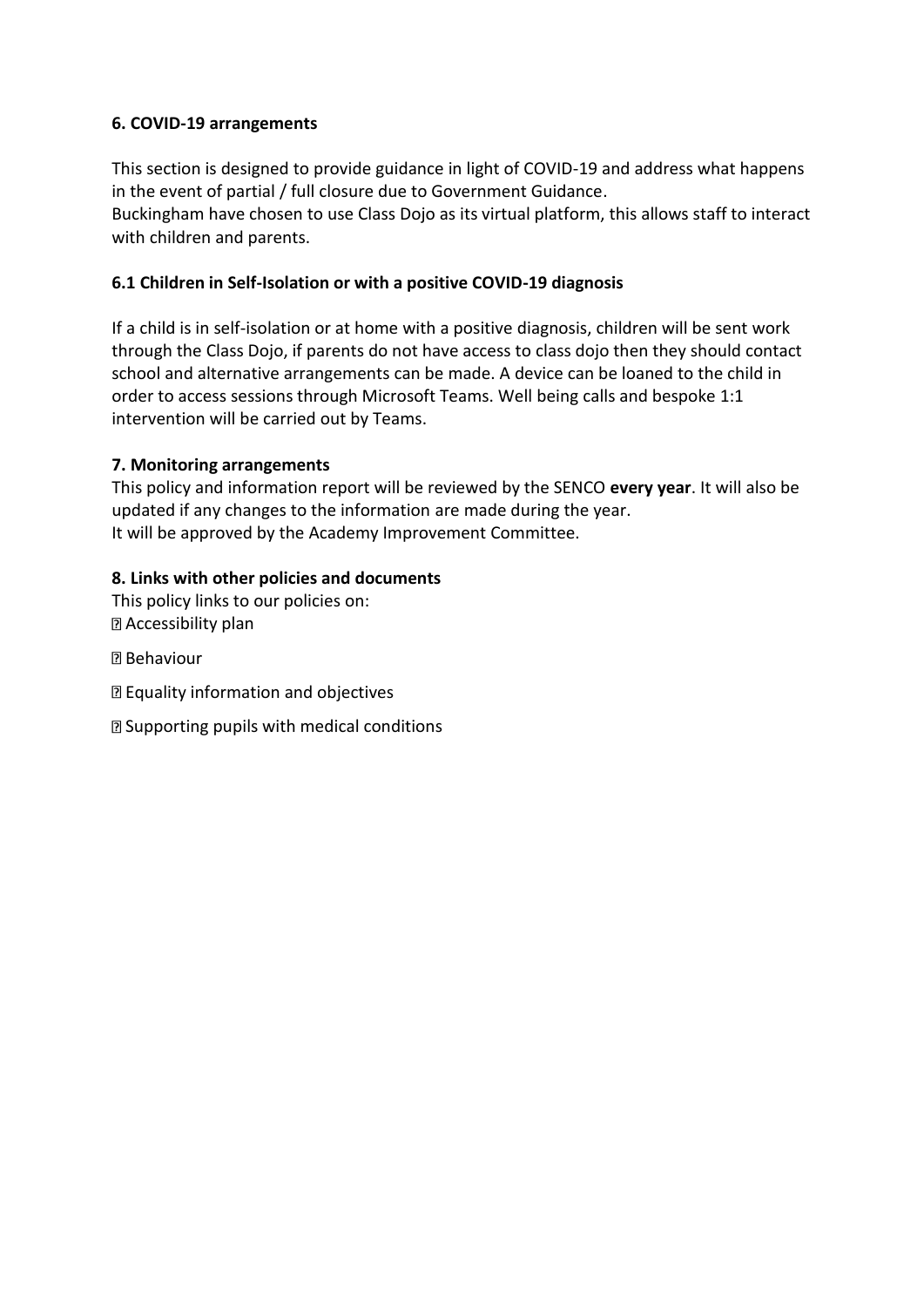**6. COVID-19 arrangements**

This section is designed to provide guidance in light of COVID-19 and address what happens in the event of partial / full closure due to Government Guidance.
Buckingham have chosen to use Class Dojo as its virtual platform, this allows staff to interact with children and parents.

**6.1 Children in Self-Isolation or with a positive COVID-19 diagnosis**

If a child is in self-isolation or at home with a positive diagnosis, children will be sent work through the Class Dojo, if parents do not have access to class dojo then they should contact school and alternative arrangements can be made. A device can be loaned to the child in order to access sessions through Microsoft Teams. Well being calls and bespoke 1:1 intervention will be carried out by Teams.

**7. Monitoring arrangements**
This policy and information report will be reviewed by the SENCO **every year**. It will also be updated if any changes to the information are made during the year.
It will be approved by the Academy Improvement Committee.

**8. Links with other policies and documents**
This policy links to our policies on:

- Accessibility plan
- Behaviour
- Equality information and objectives
- Supporting pupils with medical conditions